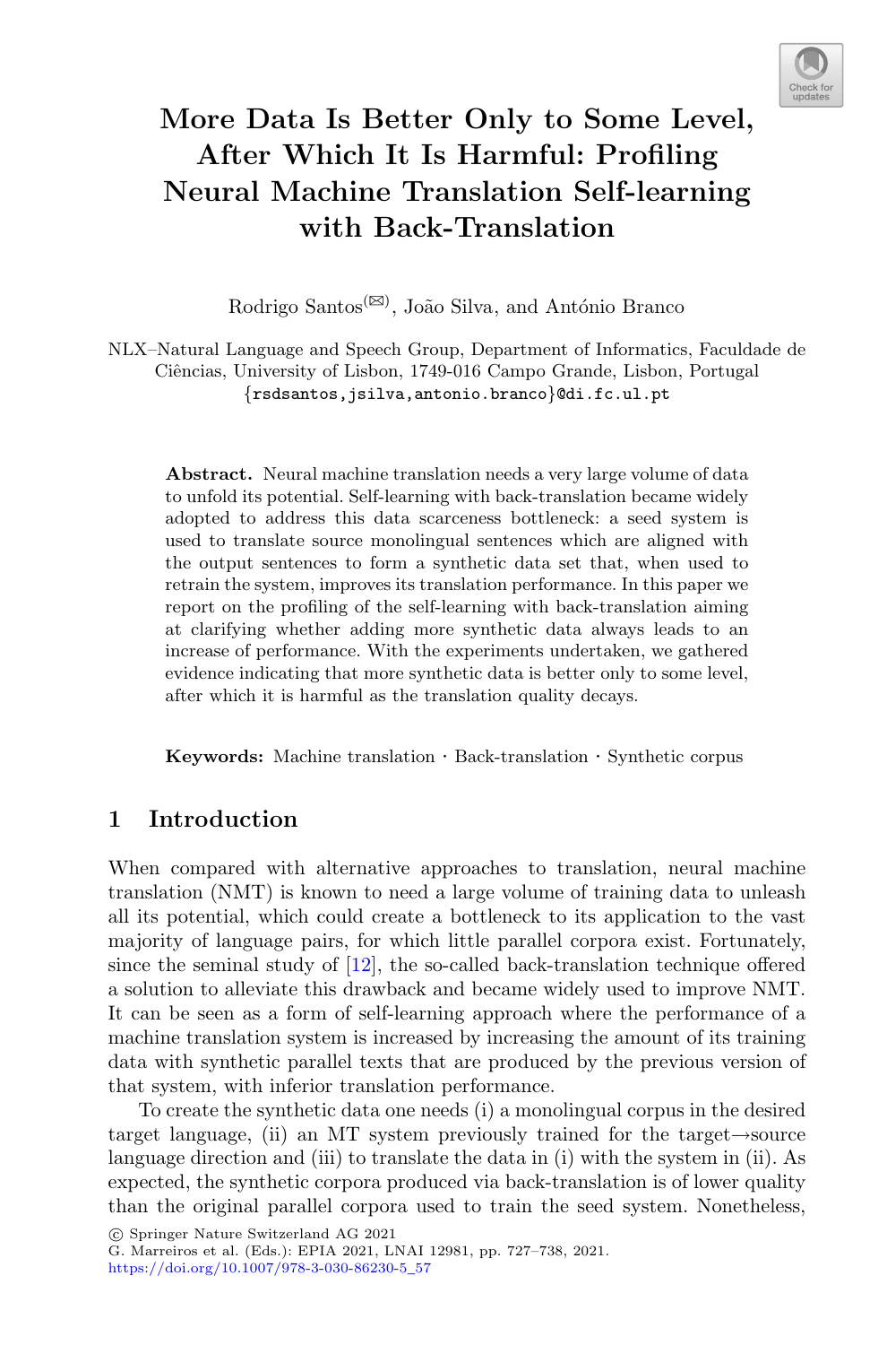# More Data Is Better Only to Some Level, After Which It Is Harmful: Profiling Neural Machine Translation Self-learning with Back-Translation

Rodrigo Santos[(✉)], João Silva, and António Branco

NLX–Natural Language and Speech Group, Department of Informatics, Faculdade de Ciências, University of Lisbon, 1749-016 Campo Grande, Lisbon, Portugal
{rsdsantos,jsilva,antonio.branco}@di.fc.ul.pt

**Abstract.** Neural machine translation needs a very large volume of data to unfold its potential. Self-learning with back-translation became widely adopted to address this data scarceness bottleneck: a seed system is used to translate source monolingual sentences which are aligned with the output sentences to form a synthetic data set that, when used to retrain the system, improves its translation performance. In this paper we report on the profiling of the self-learning with back-translation aiming at clarifying whether adding more synthetic data always leads to an increase of performance. With the experiments undertaken, we gathered evidence indicating that more synthetic data is better only to some level, after which it is harmful as the translation quality decays.

**Keywords:** Machine translation · Back-translation · Synthetic corpus

## 1 Introduction

When compared with alternative approaches to translation, neural machine translation (NMT) is known to need a large volume of training data to unleash all its potential, which could create a bottleneck to its application to the vast majority of language pairs, for which little parallel corpora exist. Fortunately, since the seminal study of [12], the so-called back-translation technique offered a solution to alleviate this drawback and became widely used to improve NMT. It can be seen as a form of self-learning approach where the performance of a machine translation system is increased by increasing the amount of its training data with synthetic parallel texts that are produced by the previous version of that system, with inferior translation performance.

To create the synthetic data one needs (i) a monolingual corpus in the desired target language, (ii) an MT system previously trained for the target→source language direction and (iii) to translate the data in (i) with the system in (ii). As expected, the synthetic corpora produced via back-translation is of lower quality than the original parallel corpora used to train the seed system. Nonetheless,

© Springer Nature Switzerland AG 2021
G. Marreiros et al. (Eds.): EPIA 2021, LNAI 12981, pp. 727–738, 2021.
https://doi.org/10.1007/978-3-030-86230-5_57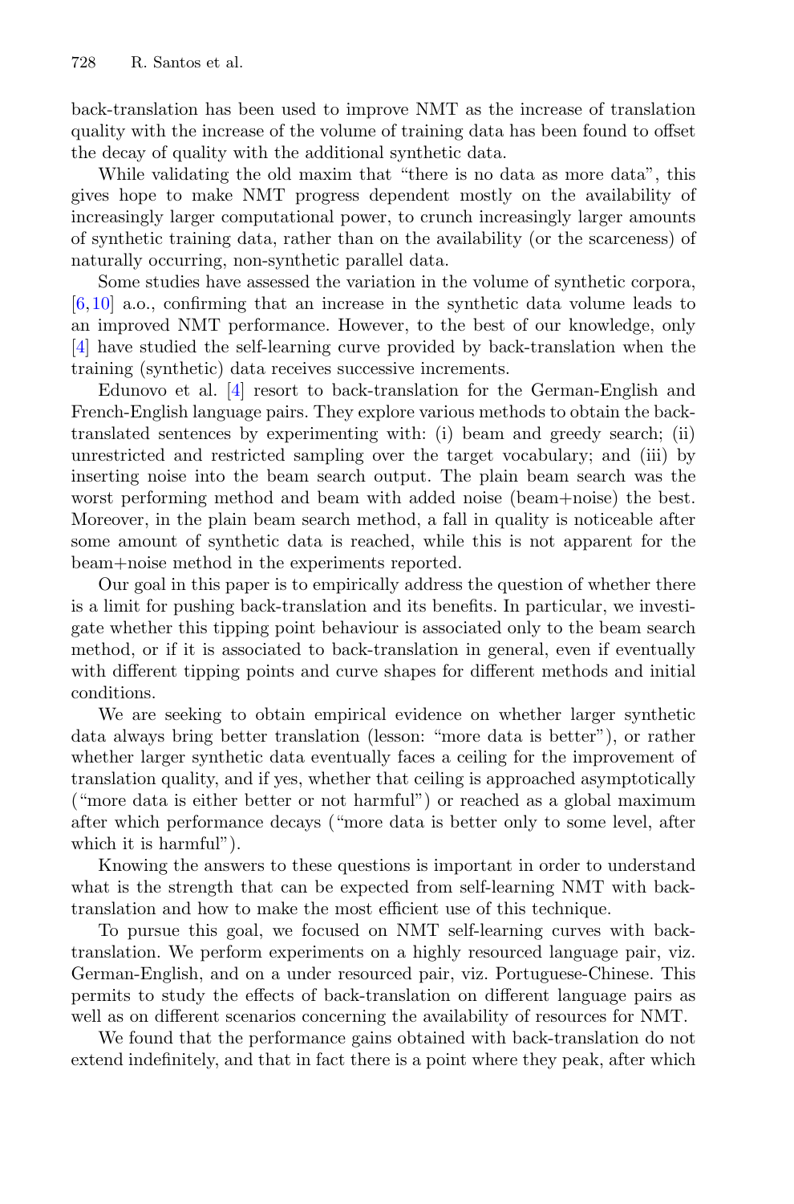back-translation has been used to improve NMT as the increase of translation quality with the increase of the volume of training data has been found to offset the decay of quality with the additional synthetic data.

While validating the old maxim that "there is no data as more data", this gives hope to make NMT progress dependent mostly on the availability of increasingly larger computational power, to crunch increasingly larger amounts of synthetic training data, rather than on the availability (or the scarceness) of naturally occurring, non-synthetic parallel data.

Some studies have assessed the variation in the volume of synthetic corpora, [6,10] a.o., confirming that an increase in the synthetic data volume leads to an improved NMT performance. However, to the best of our knowledge, only [4] have studied the self-learning curve provided by back-translation when the training (synthetic) data receives successive increments.

Edunovo et al. [4] resort to back-translation for the German-English and French-English language pairs. They explore various methods to obtain the back-translated sentences by experimenting with: (i) beam and greedy search; (ii) unrestricted and restricted sampling over the target vocabulary; and (iii) by inserting noise into the beam search output. The plain beam search was the worst performing method and beam with added noise (beam+noise) the best. Moreover, in the plain beam search method, a fall in quality is noticeable after some amount of synthetic data is reached, while this is not apparent for the beam+noise method in the experiments reported.

Our goal in this paper is to empirically address the question of whether there is a limit for pushing back-translation and its benefits. In particular, we investigate whether this tipping point behaviour is associated only to the beam search method, or if it is associated to back-translation in general, even if eventually with different tipping points and curve shapes for different methods and initial conditions.

We are seeking to obtain empirical evidence on whether larger synthetic data always bring better translation (lesson: "more data is better"), or rather whether larger synthetic data eventually faces a ceiling for the improvement of translation quality, and if yes, whether that ceiling is approached asymptotically ("more data is either better or not harmful") or reached as a global maximum after which performance decays ("more data is better only to some level, after which it is harmful").

Knowing the answers to these questions is important in order to understand what is the strength that can be expected from self-learning NMT with back-translation and how to make the most efficient use of this technique.

To pursue this goal, we focused on NMT self-learning curves with back-translation. We perform experiments on a highly resourced language pair, viz. German-English, and on a under resourced pair, viz. Portuguese-Chinese. This permits to study the effects of back-translation on different language pairs as well as on different scenarios concerning the availability of resources for NMT.

We found that the performance gains obtained with back-translation do not extend indefinitely, and that in fact there is a point where they peak, after which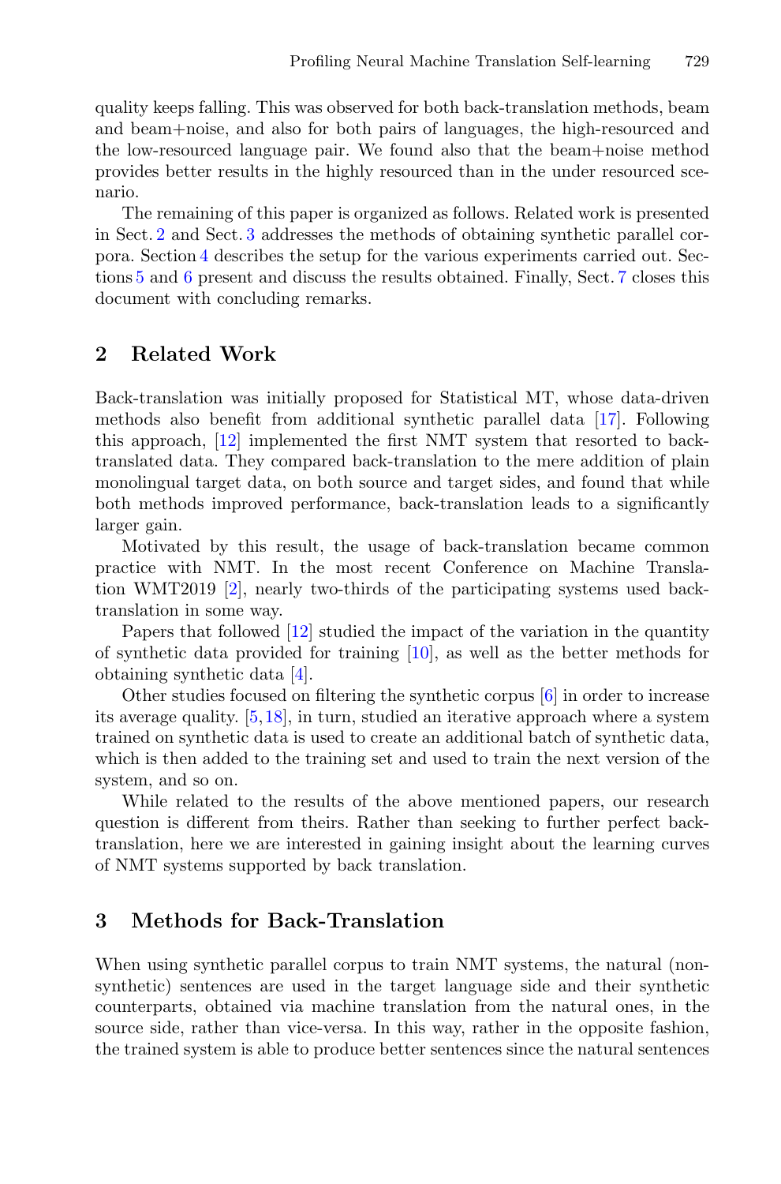quality keeps falling. This was observed for both back-translation methods, beam and beam+noise, and also for both pairs of languages, the high-resourced and the low-resourced language pair. We found also that the beam+noise method provides better results in the highly resourced than in the under resourced scenario.

The remaining of this paper is organized as follows. Related work is presented in Sect. 2 and Sect. 3 addresses the methods of obtaining synthetic parallel corpora. Section 4 describes the setup for the various experiments carried out. Sections 5 and 6 present and discuss the results obtained. Finally, Sect. 7 closes this document with concluding remarks.

## 2 Related Work

Back-translation was initially proposed for Statistical MT, whose data-driven methods also benefit from additional synthetic parallel data [17]. Following this approach, [12] implemented the first NMT system that resorted to back-translated data. They compared back-translation to the mere addition of plain monolingual target data, on both source and target sides, and found that while both methods improved performance, back-translation leads to a significantly larger gain.

Motivated by this result, the usage of back-translation became common practice with NMT. In the most recent Conference on Machine Translation WMT2019 [2], nearly two-thirds of the participating systems used back-translation in some way.

Papers that followed [12] studied the impact of the variation in the quantity of synthetic data provided for training [10], as well as the better methods for obtaining synthetic data [4].

Other studies focused on filtering the synthetic corpus [6] in order to increase its average quality. [5,18], in turn, studied an iterative approach where a system trained on synthetic data is used to create an additional batch of synthetic data, which is then added to the training set and used to train the next version of the system, and so on.

While related to the results of the above mentioned papers, our research question is different from theirs. Rather than seeking to further perfect back-translation, here we are interested in gaining insight about the learning curves of NMT systems supported by back translation.

## 3 Methods for Back-Translation

When using synthetic parallel corpus to train NMT systems, the natural (non-synthetic) sentences are used in the target language side and their synthetic counterparts, obtained via machine translation from the natural ones, in the source side, rather than vice-versa. In this way, rather in the opposite fashion, the trained system is able to produce better sentences since the natural sentences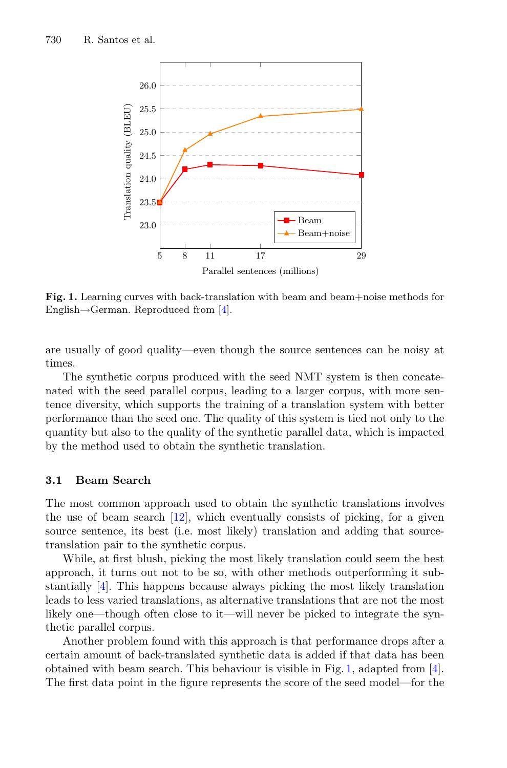**Fig. 1.** Learning curves with back-translation with beam and beam+noise methods for English→German. Reproduced from [4].

are usually of good quality—even though the source sentences can be noisy at times.

The synthetic corpus produced with the seed NMT system is then concatenated with the seed parallel corpus, leading to a larger corpus, with more sentence diversity, which supports the training of a translation system with better performance than the seed one. The quality of this system is tied not only to the quantity but also to the quality of the synthetic parallel data, which is impacted by the method used to obtain the synthetic translation.

### 3.1 Beam Search

The most common approach used to obtain the synthetic translations involves the use of beam search [12], which eventually consists of picking, for a given source sentence, its best (i.e. most likely) translation and adding that source-translation pair to the synthetic corpus.

While, at first blush, picking the most likely translation could seem the best approach, it turns out not to be so, with other methods outperforming it substantially [4]. This happens because always picking the most likely translation leads to less varied translations, as alternative translations that are not the most likely one—though often close to it—will never be picked to integrate the synthetic parallel corpus.

Another problem found with this approach is that performance drops after a certain amount of back-translated synthetic data is added if that data has been obtained with beam search. This behaviour is visible in Fig. 1, adapted from [4]. The first data point in the figure represents the score of the seed model—for the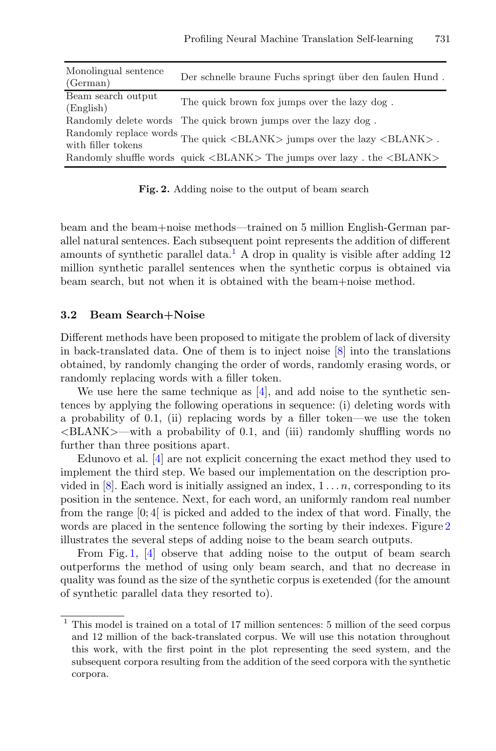| Monolingual sentence (German) | Der schnelle braune Fuchs springt über den faulen Hund . |
|---|---|
| Beam search output (English) | The quick brown fox jumps over the lazy dog . |
| Randomly delete words | The quick brown jumps over the lazy dog . |
| Randomly replace words with filler tokens | The quick <BLANK> jumps over the lazy <BLANK> . |
| Randomly shuffle words | quick <BLANK> The jumps over lazy . the <BLANK> |

**Fig. 2.** Adding noise to the output of beam search

beam and the beam+noise methods—trained on 5 million English-German parallel natural sentences. Each subsequent point represents the addition of different amounts of synthetic parallel data.[1] A drop in quality is visible after adding 12 million synthetic parallel sentences when the synthetic corpus is obtained via beam search, but not when it is obtained with the beam+noise method.

### 3.2 Beam Search+Noise

Different methods have been proposed to mitigate the problem of lack of diversity in back-translated data. One of them is to inject noise [8] into the translations obtained, by randomly changing the order of words, randomly erasing words, or randomly replacing words with a filler token.

We use here the same technique as [4], and add noise to the synthetic sentences by applying the following operations in sequence: (i) deleting words with a probability of 0.1, (ii) replacing words by a filler token—we use the token <BLANK>—with a probability of 0.1, and (iii) randomly shuffling words no further than three positions apart.

Edunovo et al. [4] are not explicit concerning the exact method they used to implement the third step. We based our implementation on the description provided in [8]. Each word is initially assigned an index, $1 \ldots n$, corresponding to its position in the sentence. Next, for each word, an uniformly random real number from the range $[0; 4[$ is picked and added to the index of that word. Finally, the words are placed in the sentence following the sorting by their indexes. Figure 2 illustrates the several steps of adding noise to the beam search outputs.

From Fig. 1, [4] observe that adding noise to the output of beam search outperforms the method of using only beam search, and that no decrease in quality was found as the size of the synthetic corpus is exetended (for the amount of synthetic parallel data they resorted to).

[1] This model is trained on a total of 17 million sentences: 5 million of the seed corpus and 12 million of the back-translated corpus. We will use this notation throughout this work, with the first point in the plot representing the seed system, and the subsequent corpora resulting from the addition of the seed corpora with the synthetic corpora.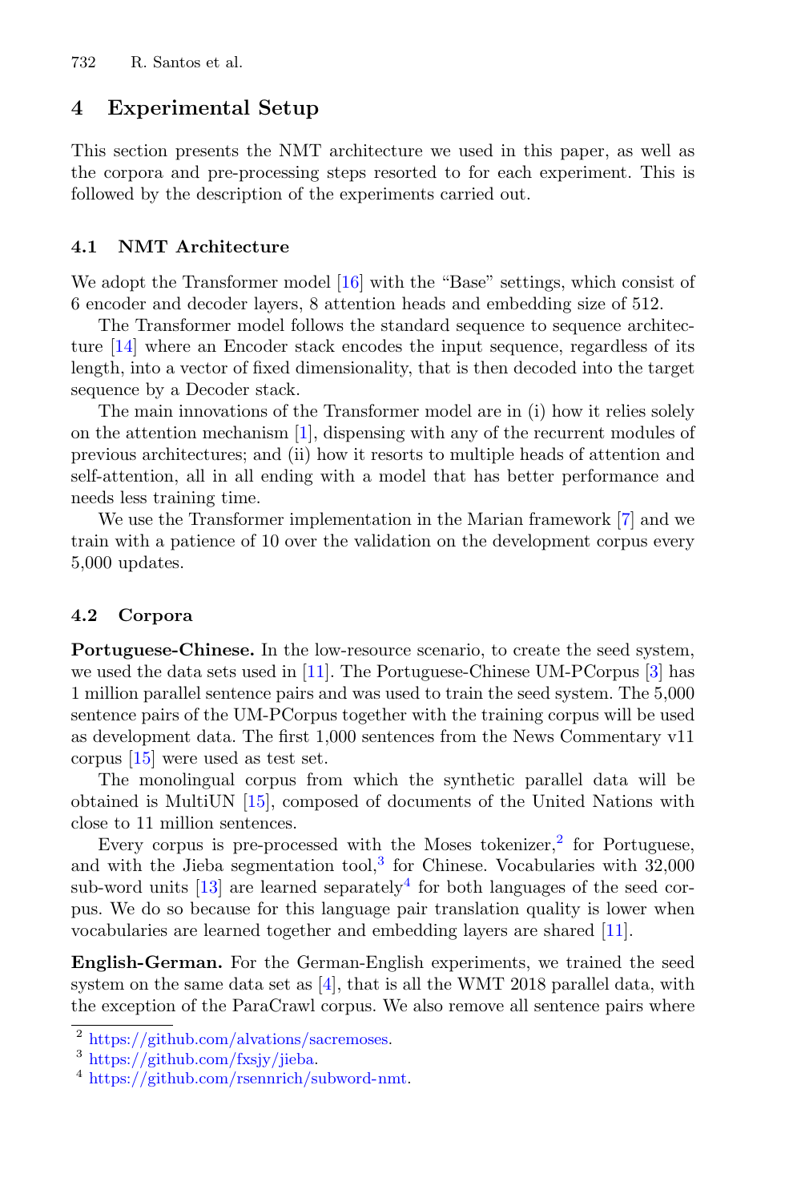## 4 Experimental Setup

This section presents the NMT architecture we used in this paper, as well as the corpora and pre-processing steps resorted to for each experiment. This is followed by the description of the experiments carried out.

### 4.1 NMT Architecture

We adopt the Transformer model [16] with the "Base" settings, which consist of 6 encoder and decoder layers, 8 attention heads and embedding size of 512.

The Transformer model follows the standard sequence to sequence architecture [14] where an Encoder stack encodes the input sequence, regardless of its length, into a vector of fixed dimensionality, that is then decoded into the target sequence by a Decoder stack.

The main innovations of the Transformer model are in (i) how it relies solely on the attention mechanism [1], dispensing with any of the recurrent modules of previous architectures; and (ii) how it resorts to multiple heads of attention and self-attention, all in all ending with a model that has better performance and needs less training time.

We use the Transformer implementation in the Marian framework [7] and we train with a patience of 10 over the validation on the development corpus every 5,000 updates.

### 4.2 Corpora

**Portuguese-Chinese.** In the low-resource scenario, to create the seed system, we used the data sets used in [11]. The Portuguese-Chinese UM-PCorpus [3] has 1 million parallel sentence pairs and was used to train the seed system. The 5,000 sentence pairs of the UM-PCorpus together with the training corpus will be used as development data. The first 1,000 sentences from the News Commentary v11 corpus [15] were used as test set.

The monolingual corpus from which the synthetic parallel data will be obtained is MultiUN [15], composed of documents of the United Nations with close to 11 million sentences.

Every corpus is pre-processed with the Moses tokenizer,[2] for Portuguese, and with the Jieba segmentation tool,[3] for Chinese. Vocabularies with 32,000 sub-word units [13] are learned separately[4] for both languages of the seed corpus. We do so because for this language pair translation quality is lower when vocabularies are learned together and embedding layers are shared [11].

**English-German.** For the German-English experiments, we trained the seed system on the same data set as [4], that is all the WMT 2018 parallel data, with the exception of the ParaCrawl corpus. We also remove all sentence pairs where

[2] https://github.com/alvations/sacremoses.

[3] https://github.com/fxsjy/jieba.

[4] https://github.com/rsennrich/subword-nmt.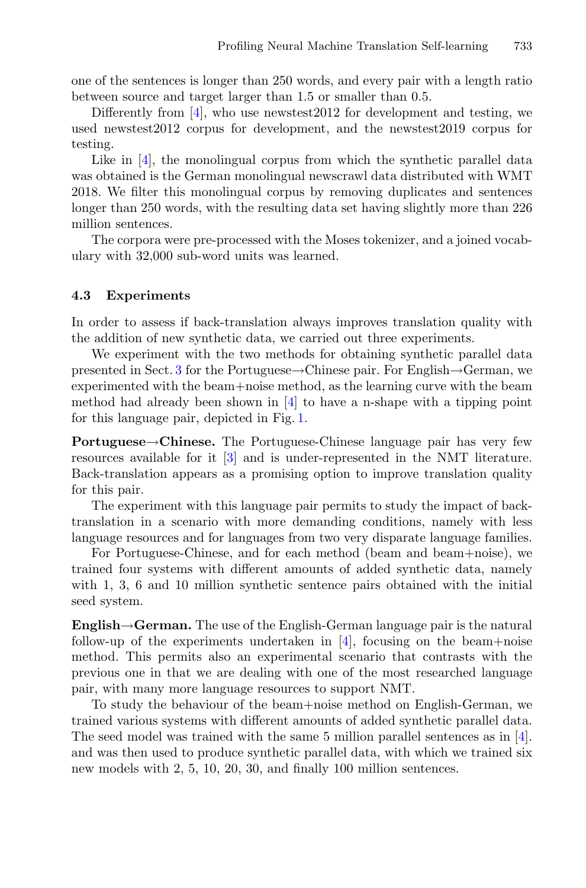one of the sentences is longer than 250 words, and every pair with a length ratio between source and target larger than 1.5 or smaller than 0.5.

Differently from [4], who use newstest2012 for development and testing, we used newstest2012 corpus for development, and the newstest2019 corpus for testing.

Like in [4], the monolingual corpus from which the synthetic parallel data was obtained is the German monolingual newscrawl data distributed with WMT 2018. We filter this monolingual corpus by removing duplicates and sentences longer than 250 words, with the resulting data set having slightly more than 226 million sentences.

The corpora were pre-processed with the Moses tokenizer, and a joined vocabulary with 32,000 sub-word units was learned.

### 4.3 Experiments

In order to assess if back-translation always improves translation quality with the addition of new synthetic data, we carried out three experiments.

We experiment with the two methods for obtaining synthetic parallel data presented in Sect. 3 for the Portuguese→Chinese pair. For English→German, we experimented with the beam+noise method, as the learning curve with the beam method had already been shown in [4] to have a n-shape with a tipping point for this language pair, depicted in Fig. 1.

**Portuguese→Chinese.** The Portuguese-Chinese language pair has very few resources available for it [3] and is under-represented in the NMT literature. Back-translation appears as a promising option to improve translation quality for this pair.

The experiment with this language pair permits to study the impact of back-translation in a scenario with more demanding conditions, namely with less language resources and for languages from two very disparate language families.

For Portuguese-Chinese, and for each method (beam and beam+noise), we trained four systems with different amounts of added synthetic data, namely with 1, 3, 6 and 10 million synthetic sentence pairs obtained with the initial seed system.

**English→German.** The use of the English-German language pair is the natural follow-up of the experiments undertaken in [4], focusing on the beam+noise method. This permits also an experimental scenario that contrasts with the previous one in that we are dealing with one of the most researched language pair, with many more language resources to support NMT.

To study the behaviour of the beam+noise method on English-German, we trained various systems with different amounts of added synthetic parallel data. The seed model was trained with the same 5 million parallel sentences as in [4]. and was then used to produce synthetic parallel data, with which we trained six new models with 2, 5, 10, 20, 30, and finally 100 million sentences.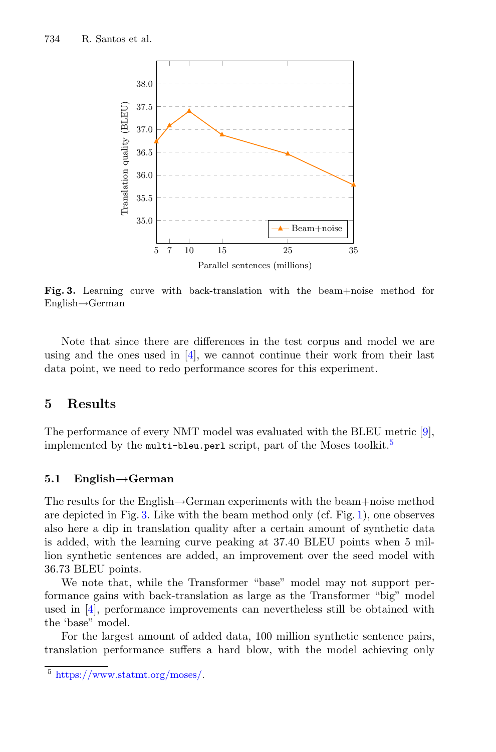Fig. 3. Learning curve with back-translation with the beam+noise method for English→German

Note that since there are differences in the test corpus and model we are using and the ones used in [4], we cannot continue their work from their last data point, we need to redo performance scores for this experiment.

## 5 Results

The performance of every NMT model was evaluated with the BLEU metric [9], implemented by the `multi-bleu.perl` script, part of the Moses toolkit.[5]

### 5.1 English→German

The results for the English→German experiments with the beam+noise method are depicted in Fig. 3. Like with the beam method only (cf. Fig. 1), one observes also here a dip in translation quality after a certain amount of synthetic data is added, with the learning curve peaking at 37.40 BLEU points when 5 million synthetic sentences are added, an improvement over the seed model with 36.73 BLEU points.

We note that, while the Transformer "base" model may not support performance gains with back-translation as large as the Transformer "big" model used in [4], performance improvements can nevertheless still be obtained with the 'base" model.

For the largest amount of added data, 100 million synthetic sentence pairs, translation performance suffers a hard blow, with the model achieving only

[5] https://www.statmt.org/moses/.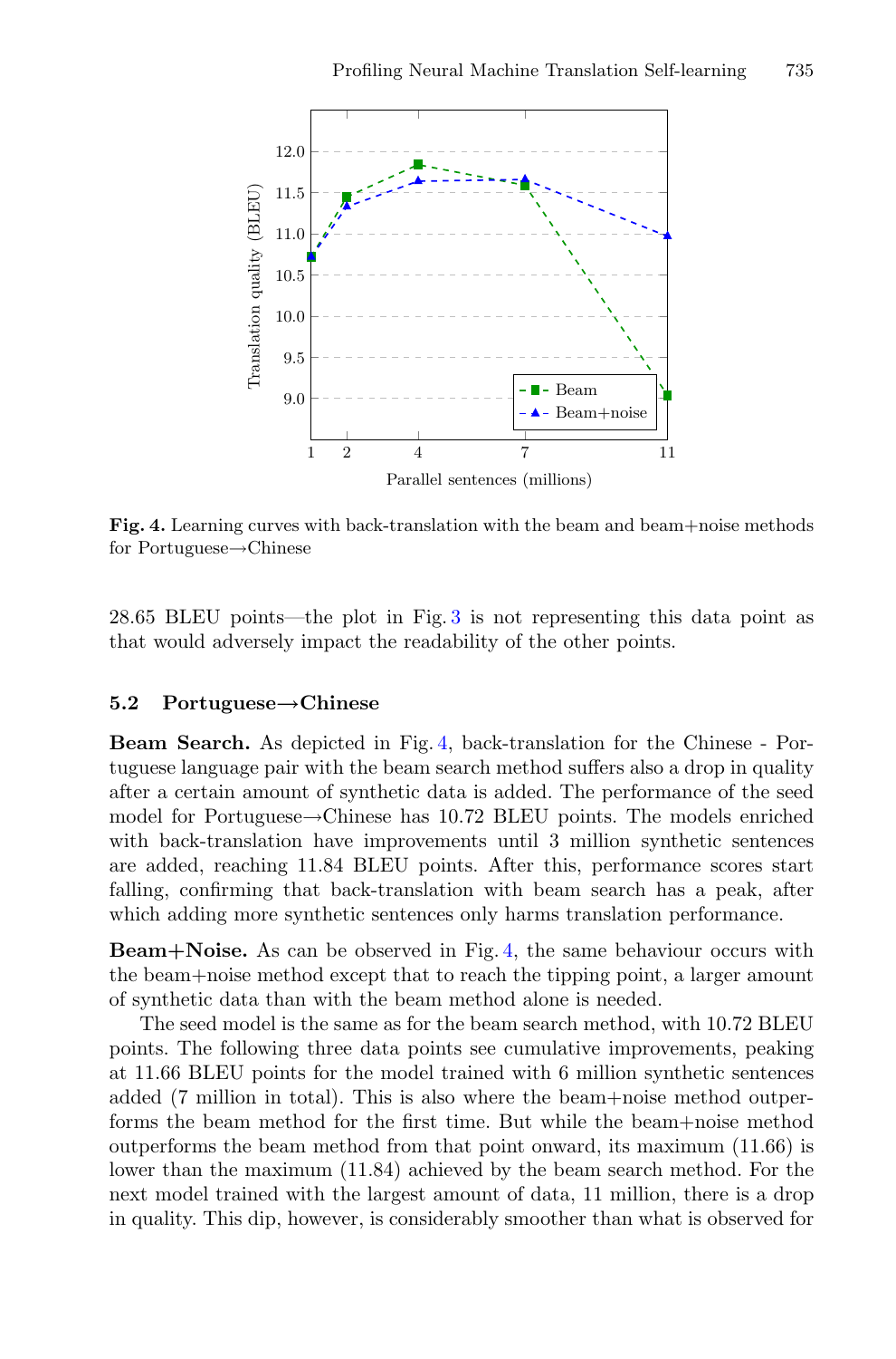**Fig. 4.** Learning curves with back-translation with the beam and beam+noise methods for Portuguese→Chinese

28.65 BLEU points—the plot in Fig. 3 is not representing this data point as that would adversely impact the readability of the other points.

### 5.2 Portuguese→Chinese

**Beam Search.** As depicted in Fig. 4, back-translation for the Chinese - Portuguese language pair with the beam search method suffers also a drop in quality after a certain amount of synthetic data is added. The performance of the seed model for Portuguese→Chinese has 10.72 BLEU points. The models enriched with back-translation have improvements until 3 million synthetic sentences are added, reaching 11.84 BLEU points. After this, performance scores start falling, confirming that back-translation with beam search has a peak, after which adding more synthetic sentences only harms translation performance.

**Beam+Noise.** As can be observed in Fig. 4, the same behaviour occurs with the beam+noise method except that to reach the tipping point, a larger amount of synthetic data than with the beam method alone is needed.

The seed model is the same as for the beam search method, with 10.72 BLEU points. The following three data points see cumulative improvements, peaking at 11.66 BLEU points for the model trained with 6 million synthetic sentences added (7 million in total). This is also where the beam+noise method outperforms the beam method for the first time. But while the beam+noise method outperforms the beam method from that point onward, its maximum (11.66) is lower than the maximum (11.84) achieved by the beam search method. For the next model trained with the largest amount of data, 11 million, there is a drop in quality. This dip, however, is considerably smoother than what is observed for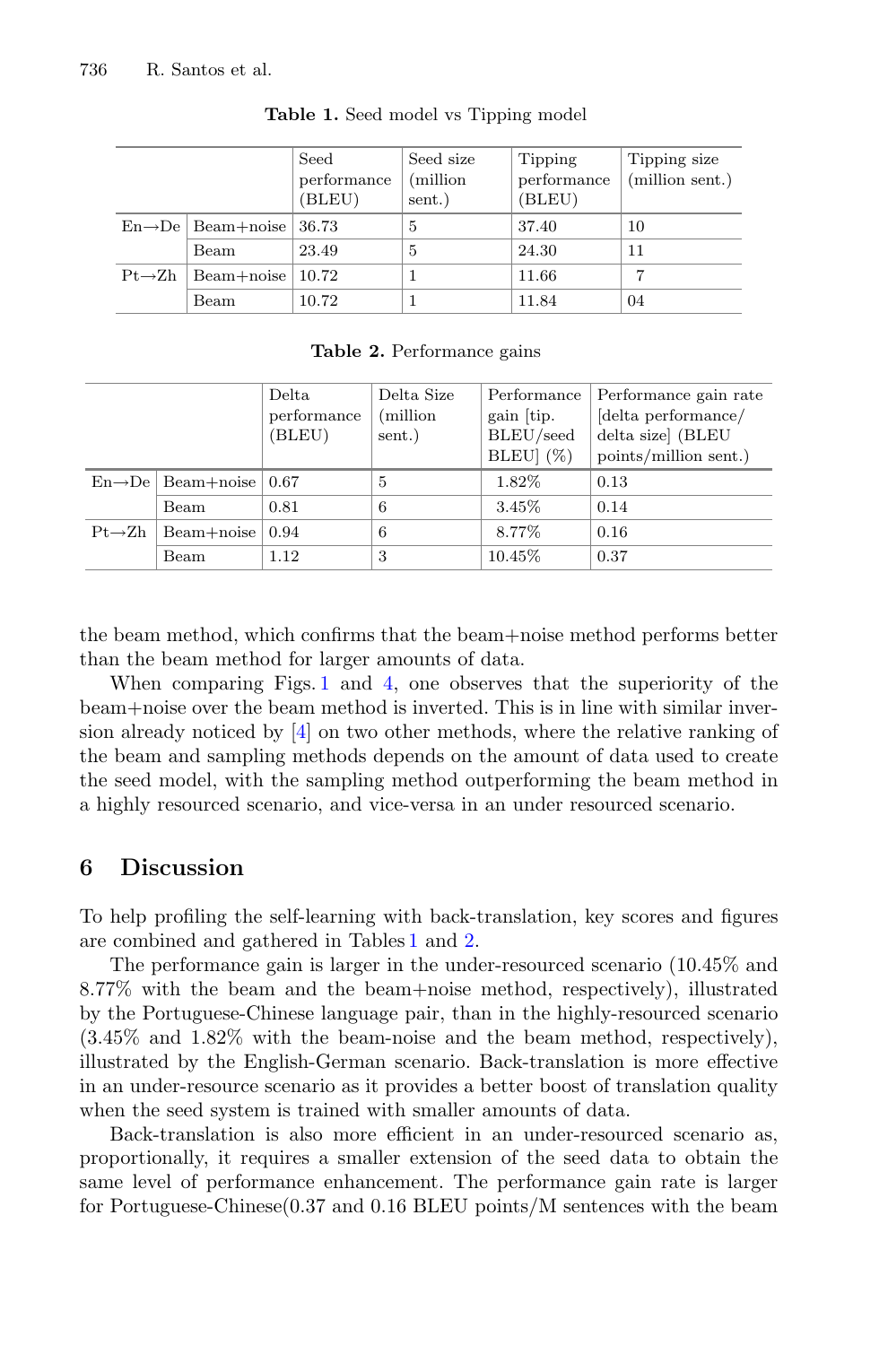**Table 1.** Seed model vs Tipping model

| | | Seed performance (BLEU) | Seed size (million sent.) | Tipping performance (BLEU) | Tipping size (million sent.) |
|---|---|---|---|---|---|
| En→De | Beam+noise | 36.73 | 5 | 37.40 | 10 |
| | Beam | 23.49 | 5 | 24.30 | 11 |
| Pt→Zh | Beam+noise | 10.72 | 1 | 11.66 | 7 |
| | Beam | 10.72 | 1 | 11.84 | 04 |

**Table 2.** Performance gains

| | | Delta performance (BLEU) | Delta Size (million sent.) | Performance gain [tip. BLEU/seed BLEU] (%) | Performance gain rate [delta performance/ delta size] (BLEU points/million sent.) |
|---|---|---|---|---|---|
| En→De | Beam+noise | 0.67 | 5 | 1.82% | 0.13 |
| | Beam | 0.81 | 6 | 3.45% | 0.14 |
| Pt→Zh | Beam+noise | 0.94 | 6 | 8.77% | 0.16 |
| | Beam | 1.12 | 3 | 10.45% | 0.37 |

the beam method, which confirms that the beam+noise method performs better than the beam method for larger amounts of data.

When comparing Figs. 1 and 4, one observes that the superiority of the beam+noise over the beam method is inverted. This is in line with similar inversion already noticed by [4] on two other methods, where the relative ranking of the beam and sampling methods depends on the amount of data used to create the seed model, with the sampling method outperforming the beam method in a highly resourced scenario, and vice-versa in an under resourced scenario.

## 6 Discussion

To help profiling the self-learning with back-translation, key scores and figures are combined and gathered in Tables 1 and 2.

The performance gain is larger in the under-resourced scenario (10.45% and 8.77% with the beam and the beam+noise method, respectively), illustrated by the Portuguese-Chinese language pair, than in the highly-resourced scenario (3.45% and 1.82% with the beam-noise and the beam method, respectively), illustrated by the English-German scenario. Back-translation is more effective in an under-resource scenario as it provides a better boost of translation quality when the seed system is trained with smaller amounts of data.

Back-translation is also more efficient in an under-resourced scenario as, proportionally, it requires a smaller extension of the seed data to obtain the same level of performance enhancement. The performance gain rate is larger for Portuguese-Chinese(0.37 and 0.16 BLEU points/M sentences with the beam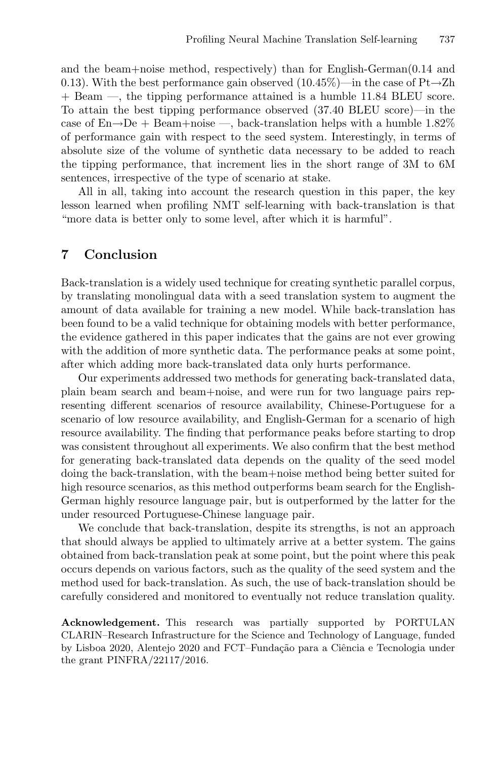and the beam+noise method, respectively) than for English-German(0.14 and 0.13). With the best performance gain observed (10.45%)—in the case of Pt→Zh + Beam —, the tipping performance attained is a humble 11.84 BLEU score. To attain the best tipping performance observed (37.40 BLEU score)—in the case of En→De + Beam+noise —, back-translation helps with a humble 1.82% of performance gain with respect to the seed system. Interestingly, in terms of absolute size of the volume of synthetic data necessary to be added to reach the tipping performance, that increment lies in the short range of 3M to 6M sentences, irrespective of the type of scenario at stake.

All in all, taking into account the research question in this paper, the key lesson learned when profiling NMT self-learning with back-translation is that "more data is better only to some level, after which it is harmful".

## 7 Conclusion

Back-translation is a widely used technique for creating synthetic parallel corpus, by translating monolingual data with a seed translation system to augment the amount of data available for training a new model. While back-translation has been found to be a valid technique for obtaining models with better performance, the evidence gathered in this paper indicates that the gains are not ever growing with the addition of more synthetic data. The performance peaks at some point, after which adding more back-translated data only hurts performance.

Our experiments addressed two methods for generating back-translated data, plain beam search and beam+noise, and were run for two language pairs representing different scenarios of resource availability, Chinese-Portuguese for a scenario of low resource availability, and English-German for a scenario of high resource availability. The finding that performance peaks before starting to drop was consistent throughout all experiments. We also confirm that the best method for generating back-translated data depends on the quality of the seed model doing the back-translation, with the beam+noise method being better suited for high resource scenarios, as this method outperforms beam search for the English-German highly resource language pair, but is outperformed by the latter for the under resourced Portuguese-Chinese language pair.

We conclude that back-translation, despite its strengths, is not an approach that should always be applied to ultimately arrive at a better system. The gains obtained from back-translation peak at some point, but the point where this peak occurs depends on various factors, such as the quality of the seed system and the method used for back-translation. As such, the use of back-translation should be carefully considered and monitored to eventually not reduce translation quality.

**Acknowledgement.** This research was partially supported by PORTULAN CLARIN–Research Infrastructure for the Science and Technology of Language, funded by Lisboa 2020, Alentejo 2020 and FCT–Fundação para a Ciência e Tecnologia under the grant PINFRA/22117/2016.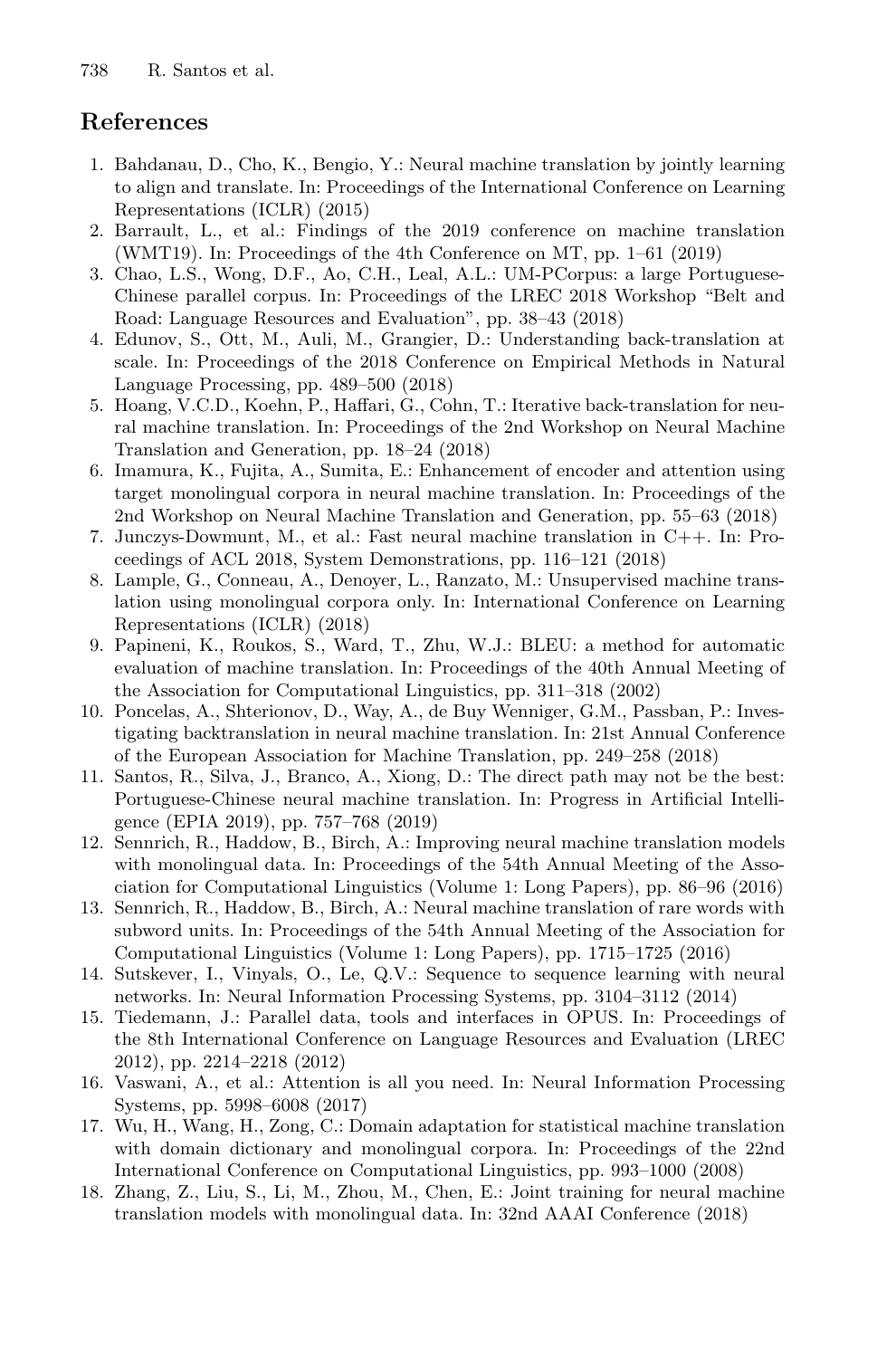## References

1. Bahdanau, D., Cho, K., Bengio, Y.: Neural machine translation by jointly learning to align and translate. In: Proceedings of the International Conference on Learning Representations (ICLR) (2015)
2. Barrault, L., et al.: Findings of the 2019 conference on machine translation (WMT19). In: Proceedings of the 4th Conference on MT, pp. 1–61 (2019)
3. Chao, L.S., Wong, D.F., Ao, C.H., Leal, A.L.: UM-PCorpus: a large Portuguese-Chinese parallel corpus. In: Proceedings of the LREC 2018 Workshop "Belt and Road: Language Resources and Evaluation", pp. 38–43 (2018)
4. Edunov, S., Ott, M., Auli, M., Grangier, D.: Understanding back-translation at scale. In: Proceedings of the 2018 Conference on Empirical Methods in Natural Language Processing, pp. 489–500 (2018)
5. Hoang, V.C.D., Koehn, P., Haffari, G., Cohn, T.: Iterative back-translation for neural machine translation. In: Proceedings of the 2nd Workshop on Neural Machine Translation and Generation, pp. 18–24 (2018)
6. Imamura, K., Fujita, A., Sumita, E.: Enhancement of encoder and attention using target monolingual corpora in neural machine translation. In: Proceedings of the 2nd Workshop on Neural Machine Translation and Generation, pp. 55–63 (2018)
7. Junczys-Dowmunt, M., et al.: Fast neural machine translation in C++. In: Proceedings of ACL 2018, System Demonstrations, pp. 116–121 (2018)
8. Lample, G., Conneau, A., Denoyer, L., Ranzato, M.: Unsupervised machine translation using monolingual corpora only. In: International Conference on Learning Representations (ICLR) (2018)
9. Papineni, K., Roukos, S., Ward, T., Zhu, W.J.: BLEU: a method for automatic evaluation of machine translation. In: Proceedings of the 40th Annual Meeting of the Association for Computational Linguistics, pp. 311–318 (2002)
10. Poncelas, A., Shterionov, D., Way, A., de Buy Wenniger, G.M., Passban, P.: Investigating backtranslation in neural machine translation. In: 21st Annual Conference of the European Association for Machine Translation, pp. 249–258 (2018)
11. Santos, R., Silva, J., Branco, A., Xiong, D.: The direct path may not be the best: Portuguese-Chinese neural machine translation. In: Progress in Artificial Intelligence (EPIA 2019), pp. 757–768 (2019)
12. Sennrich, R., Haddow, B., Birch, A.: Improving neural machine translation models with monolingual data. In: Proceedings of the 54th Annual Meeting of the Association for Computational Linguistics (Volume 1: Long Papers), pp. 86–96 (2016)
13. Sennrich, R., Haddow, B., Birch, A.: Neural machine translation of rare words with subword units. In: Proceedings of the 54th Annual Meeting of the Association for Computational Linguistics (Volume 1: Long Papers), pp. 1715–1725 (2016)
14. Sutskever, I., Vinyals, O., Le, Q.V.: Sequence to sequence learning with neural networks. In: Neural Information Processing Systems, pp. 3104–3112 (2014)
15. Tiedemann, J.: Parallel data, tools and interfaces in OPUS. In: Proceedings of the 8th International Conference on Language Resources and Evaluation (LREC 2012), pp. 2214–2218 (2012)
16. Vaswani, A., et al.: Attention is all you need. In: Neural Information Processing Systems, pp. 5998–6008 (2017)
17. Wu, H., Wang, H., Zong, C.: Domain adaptation for statistical machine translation with domain dictionary and monolingual corpora. In: Proceedings of the 22nd International Conference on Computational Linguistics, pp. 993–1000 (2008)
18. Zhang, Z., Liu, S., Li, M., Zhou, M., Chen, E.: Joint training for neural machine translation models with monolingual data. In: 32nd AAAI Conference (2018)